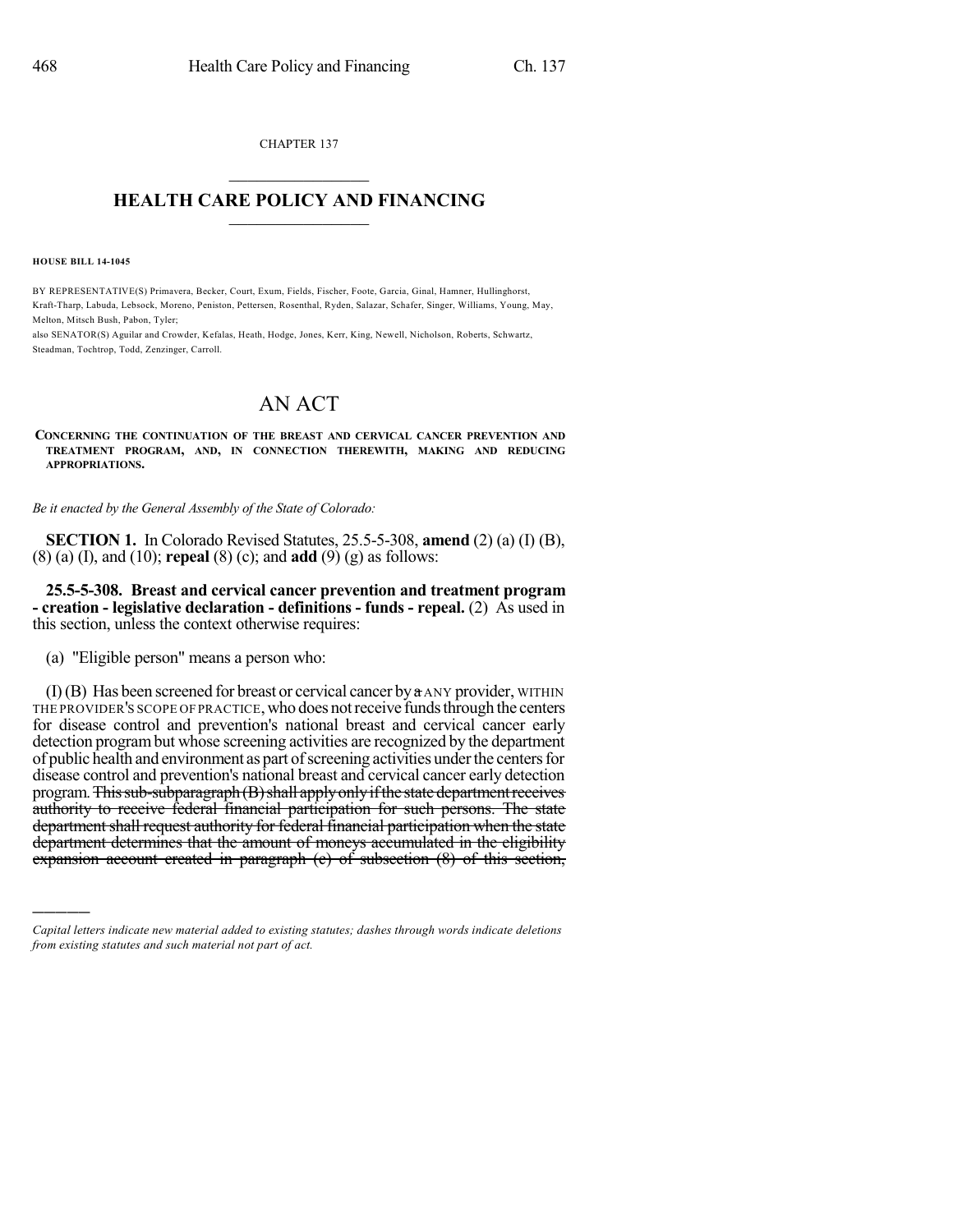CHAPTER 137

# HEALTH CARE POLICY AND FINANCING

**HOUSE BILL 14-1045**

BY REPRESENTATIVE(S) Primavera, Becker, Court, Exum, Fields, Fischer, Foote, Garcia, Ginal, Hamner, Hullinghorst, Kraft-Tharp, Labuda, Lebsock, Moreno, Peniston, Pettersen, Rosenthal, Ryden, Salazar, Schafer, Singer, Williams, Young, May, Melton, Mitsch Bush, Pabon, Tyler;
also SENATOR(S) Aguilar and Crowder, Kefalas, Heath, Hodge, Jones, Kerr, King, Newell, Nicholson, Roberts, Schwartz, Steadman, Tochtrop, Todd, Zenzinger, Carroll.

# AN ACT

**CONCERNING THE CONTINUATION OF THE BREAST AND CERVICAL CANCER PREVENTION AND TREATMENT PROGRAM, AND, IN CONNECTION THEREWITH, MAKING AND REDUCING APPROPRIATIONS.**

*Be it enacted by the General Assembly of the State of Colorado:*

**SECTION 1.** In Colorado Revised Statutes, 25.5-5-308, **amend** (2) (a) (I) (B), (8) (a) (I), and (10); **repeal** (8) (c); and **add** (9) (g) as follows:

**25.5-5-308. Breast and cervical cancer prevention and treatment program - creation - legislative declaration - definitions - funds - repeal.** (2) As used in this section, unless the context otherwise requires:

(a) "Eligible person" means a person who:

(I) (B) Has been screened for breast or cervical cancer by ~~a~~ ANY provider, WITHIN THE PROVIDER'S SCOPE OF PRACTICE, who does not receive funds through the centers for disease control and prevention's national breast and cervical cancer early detection program but whose screening activities are recognized by the department of public health and environment as part of screening activities under the centers for disease control and prevention's national breast and cervical cancer early detection program. ~~This sub-subparagraph (B) shall apply only if the state department receives authority to receive federal financial participation for such persons. The state department shall request authority for federal financial participation when the state department determines that the amount of moneys accumulated in the eligibility expansion account created in paragraph (c) of subsection (8) of this section,~~

---

*Capital letters indicate new material added to existing statutes; dashes through words indicate deletions from existing statutes and such material not part of act.*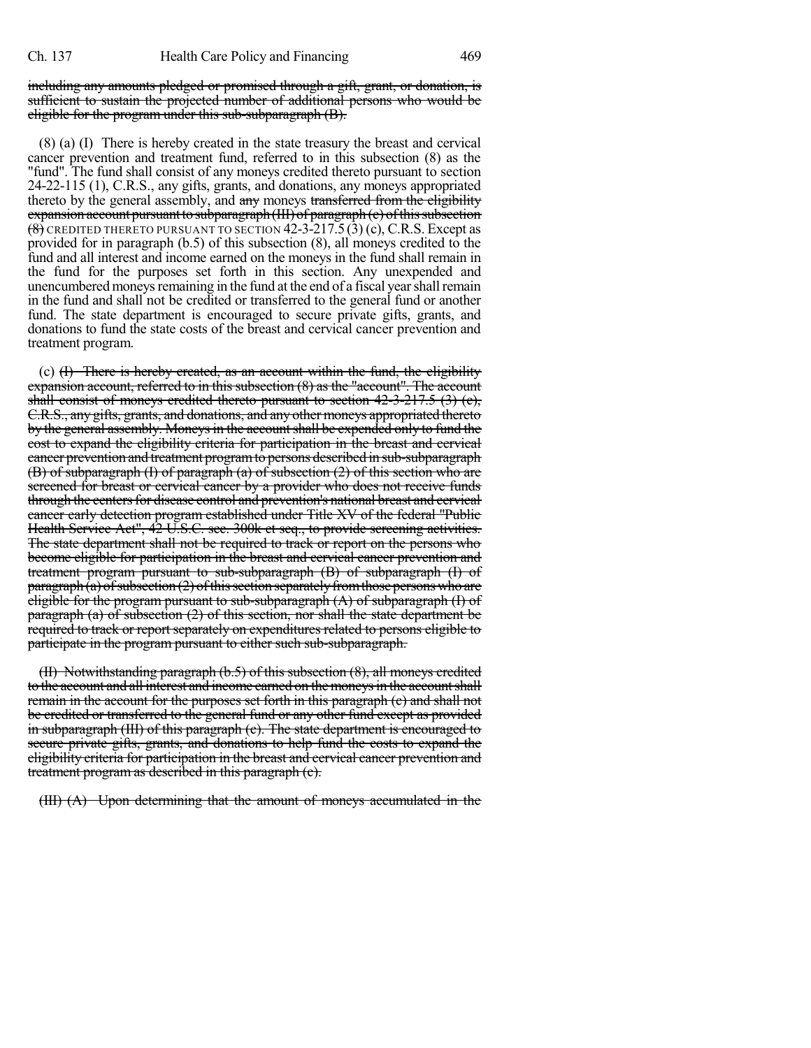~~including any amounts pledged or promised through a gift, grant, or donation, is sufficient to sustain the projected number of additional persons who would be eligible for the program under this sub-subparagraph (B).~~

(8) (a) (I) There is hereby created in the state treasury the breast and cervical cancer prevention and treatment fund, referred to in this subsection (8) as the "fund". The fund shall consist of any moneys credited thereto pursuant to section 24-22-115 (1), C.R.S., any gifts, grants, and donations, any moneys appropriated thereto by the general assembly, and ~~any~~ moneys ~~transferred from the eligibility expansion account pursuant to subparagraph (III) of paragraph (c) of this subsection (8)~~ CREDITED THERETO PURSUANT TO SECTION 42-3-217.5 (3) (c), C.R.S. Except as provided for in paragraph (b.5) of this subsection (8), all moneys credited to the fund and all interest and income earned on the moneys in the fund shall remain in the fund for the purposes set forth in this section. Any unexpended and unencumbered moneys remaining in the fund at the end of a fiscal year shall remain in the fund and shall not be credited or transferred to the general fund or another fund. The state department is encouraged to secure private gifts, grants, and donations to fund the state costs of the breast and cervical cancer prevention and treatment program.

(c) ~~(I) There is hereby created, as an account within the fund, the eligibility expansion account, referred to in this subsection (8) as the "account". The account shall consist of moneys credited thereto pursuant to section 42-3-217.5 (3) (c), C.R.S., any gifts, grants, and donations, and any other moneys appropriated thereto by the general assembly. Moneys in the account shall be expended only to fund the cost to expand the eligibility criteria for participation in the breast and cervical cancer prevention and treatment program to persons described in sub-subparagraph (B) of subparagraph (I) of paragraph (a) of subsection (2) of this section who are screened for breast or cervical cancer by a provider who does not receive funds through the centers for disease control and prevention's national breast and cervical cancer early detection program established under Title XV of the federal "Public Health Service Act", 42 U.S.C. sec. 300k et seq., to provide screening activities. The state department shall not be required to track or report on the persons who become eligible for participation in the breast and cervical cancer prevention and treatment program pursuant to sub-subparagraph (B) of subparagraph (I) of paragraph (a) of subsection (2) of this section separately from those persons who are eligible for the program pursuant to sub-subparagraph (A) of subparagraph (I) of paragraph (a) of subsection (2) of this section, nor shall the state department be required to track or report separately on expenditures related to persons eligible to participate in the program pursuant to either such sub-subparagraph.~~

~~(II) Notwithstanding paragraph (b.5) of this subsection (8), all moneys credited to the account and all interest and income earned on the moneys in the account shall remain in the account for the purposes set forth in this paragraph (c) and shall not be credited or transferred to the general fund or any other fund except as provided in subparagraph (III) of this paragraph (c). The state department is encouraged to secure private gifts, grants, and donations to help fund the costs to expand the eligibility criteria for participation in the breast and cervical cancer prevention and treatment program as described in this paragraph (c).~~

~~(III) (A) Upon determining that the amount of moneys accumulated in the~~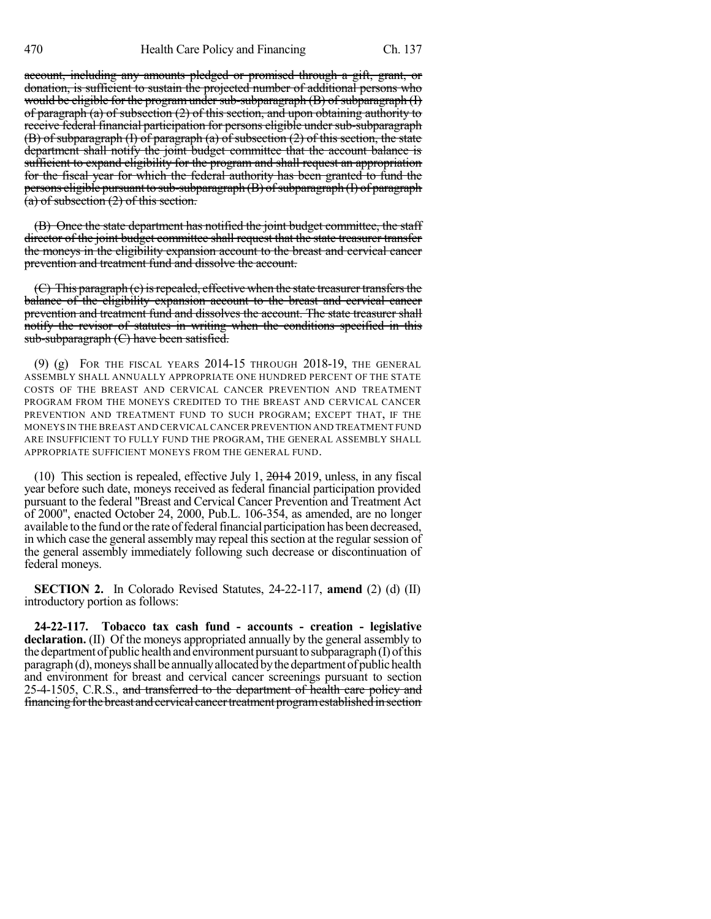account, including any amounts pledged or promised through a gift, grant, or donation, is sufficient to sustain the projected number of additional persons who would be eligible for the program under sub-subparagraph (B) of subparagraph (I) of paragraph (a) of subsection (2) of this section, and upon obtaining authority to receive federal financial participation for persons eligible under sub-subparagraph (B) of subparagraph (I) of paragraph (a) of subsection (2) of this section, the state department shall notify the joint budget committee that the account balance is sufficient to expand eligibility for the program and shall request an appropriation for the fiscal year for which the federal authority has been granted to fund the persons eligible pursuant to sub-subparagraph (B) of subparagraph (I) of paragraph (a) of subsection (2) of this section.

(B) Once the state department has notified the joint budget committee, the staff director of the joint budget committee shall request that the state treasurer transfer the moneys in the eligibility expansion account to the breast and cervical cancer prevention and treatment fund and dissolve the account.

(C) This paragraph (c) is repealed, effective when the state treasurer transfers the balance of the eligibility expansion account to the breast and cervical cancer prevention and treatment fund and dissolves the account. The state treasurer shall notify the revisor of statutes in writing when the conditions specified in this sub-subparagraph (C) have been satisfied.

(9) (g) FOR THE FISCAL YEARS 2014-15 THROUGH 2018-19, THE GENERAL ASSEMBLY SHALL ANNUALLY APPROPRIATE ONE HUNDRED PERCENT OF THE STATE COSTS OF THE BREAST AND CERVICAL CANCER PREVENTION AND TREATMENT PROGRAM FROM THE MONEYS CREDITED TO THE BREAST AND CERVICAL CANCER PREVENTION AND TREATMENT FUND TO SUCH PROGRAM; EXCEPT THAT, IF THE MONEYS IN THE BREAST AND CERVICAL CANCER PREVENTION AND TREATMENT FUND ARE INSUFFICIENT TO FULLY FUND THE PROGRAM, THE GENERAL ASSEMBLY SHALL APPROPRIATE SUFFICIENT MONEYS FROM THE GENERAL FUND.

(10) This section is repealed, effective July 1, 2014 2019, unless, in any fiscal year before such date, moneys received as federal financial participation provided pursuant to the federal "Breast and Cervical Cancer Prevention and Treatment Act of 2000", enacted October 24, 2000, Pub.L. 106-354, as amended, are no longer available to the fund or the rate of federal financial participation has been decreased, in which case the general assembly may repeal this section at the regular session of the general assembly immediately following such decrease or discontinuation of federal moneys.

**SECTION 2.** In Colorado Revised Statutes, 24-22-117, **amend** (2) (d) (II) introductory portion as follows:

**24-22-117. Tobacco tax cash fund - accounts - creation - legislative declaration.** (II) Of the moneys appropriated annually by the general assembly to the department of public health and environment pursuant to subparagraph (I) of this paragraph (d), moneys shall be annually allocated by the department of public health and environment for breast and cervical cancer screenings pursuant to section 25-4-1505, C.R.S., and transferred to the department of health care policy and financing for the breast and cervical cancer treatment program established in section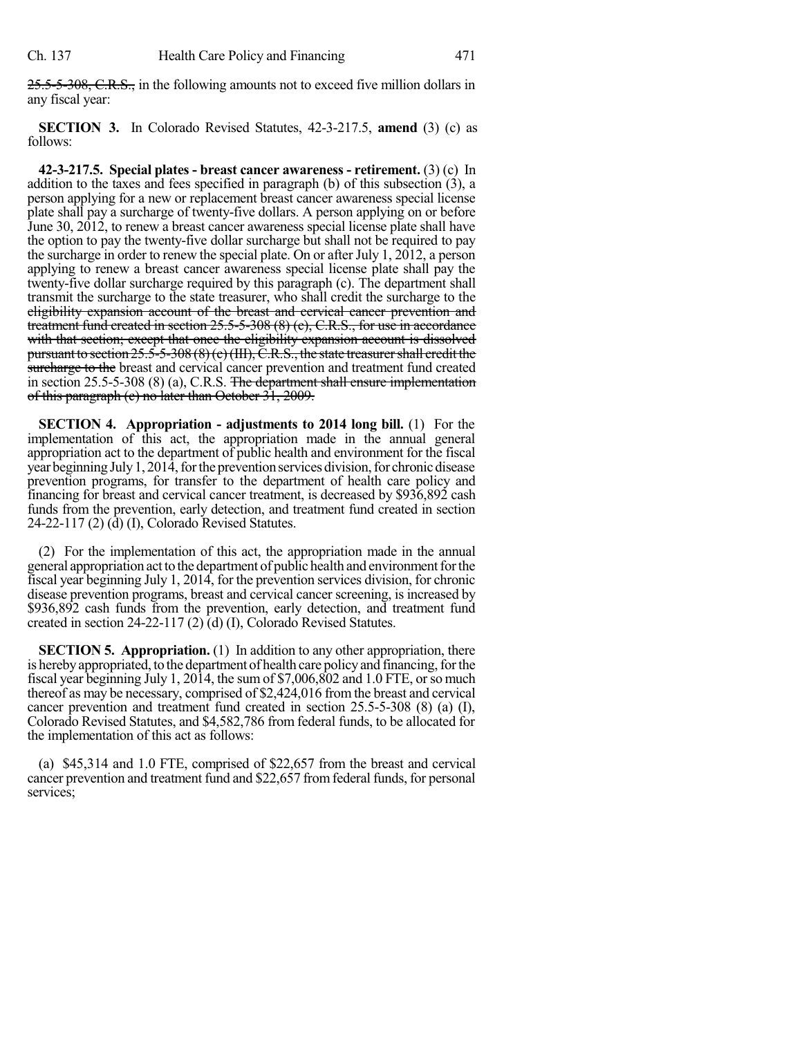~~25.5-5-308, C.R.S.,~~ in the following amounts not to exceed five million dollars in any fiscal year:

**SECTION 3.** In Colorado Revised Statutes, 42-3-217.5, **amend** (3) (c) as follows:

**42-3-217.5. Special plates - breast cancer awareness - retirement.** (3) (c) In addition to the taxes and fees specified in paragraph (b) of this subsection (3), a person applying for a new or replacement breast cancer awareness special license plate shall pay a surcharge of twenty-five dollars. A person applying on or before June 30, 2012, to renew a breast cancer awareness special license plate shall have the option to pay the twenty-five dollar surcharge but shall not be required to pay the surcharge in order to renew the special plate. On or after July 1, 2012, a person applying to renew a breast cancer awareness special license plate shall pay the twenty-five dollar surcharge required by this paragraph (c). The department shall transmit the surcharge to the state treasurer, who shall credit the surcharge to the ~~eligibility expansion account of the breast and cervical cancer prevention and treatment fund created in section 25.5-5-308 (8) (c), C.R.S., for use in accordance with that section; except that once the eligibility expansion account is dissolved pursuant to section 25.5-5-308 (8) (c) (III), C.R.S., the state treasurer shall credit the surcharge to the~~ breast and cervical cancer prevention and treatment fund created in section 25.5-5-308 (8) (a), C.R.S. ~~The department shall ensure implementation of this paragraph (c) no later than October 31, 2009.~~

**SECTION 4. Appropriation - adjustments to 2014 long bill.** (1) For the implementation of this act, the appropriation made in the annual general appropriation act to the department of public health and environment for the fiscal year beginning July 1, 2014, for the prevention services division, for chronic disease prevention programs, for transfer to the department of health care policy and financing for breast and cervical cancer treatment, is decreased by $936,892 cash funds from the prevention, early detection, and treatment fund created in section 24-22-117 (2) (d) (I), Colorado Revised Statutes.

(2) For the implementation of this act, the appropriation made in the annual general appropriation act to the department of public health and environment for the fiscal year beginning July 1, 2014, for the prevention services division, for chronic disease prevention programs, breast and cervical cancer screening, is increased by $936,892 cash funds from the prevention, early detection, and treatment fund created in section 24-22-117 (2) (d) (I), Colorado Revised Statutes.

**SECTION 5. Appropriation.** (1) In addition to any other appropriation, there is hereby appropriated, to the department of health care policy and financing, for the fiscal year beginning July 1, 2014, the sum of $7,006,802 and 1.0 FTE, or so much thereof as may be necessary, comprised of $2,424,016 from the breast and cervical cancer prevention and treatment fund created in section 25.5-5-308 (8) (a) (I), Colorado Revised Statutes, and $4,582,786 from federal funds, to be allocated for the implementation of this act as follows:

(a) $45,314 and 1.0 FTE, comprised of $22,657 from the breast and cervical cancer prevention and treatment fund and $22,657 from federal funds, for personal services;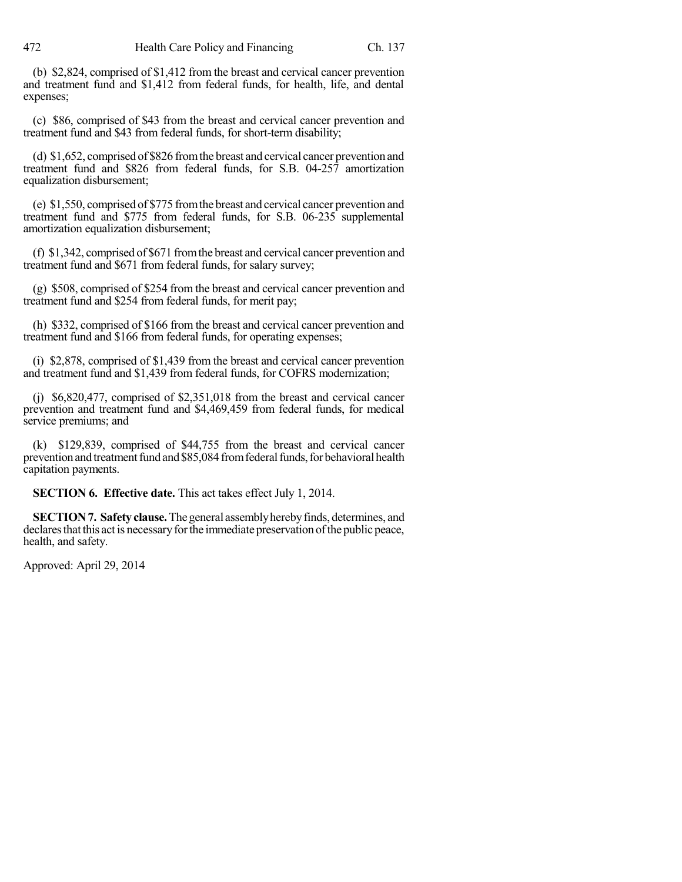(b) $2,824, comprised of $1,412 from the breast and cervical cancer prevention and treatment fund and $1,412 from federal funds, for health, life, and dental expenses;

(c) $86, comprised of $43 from the breast and cervical cancer prevention and treatment fund and $43 from federal funds, for short-term disability;

(d) $1,652, comprised of $826 from the breast and cervical cancer prevention and treatment fund and $826 from federal funds, for S.B. 04-257 amortization equalization disbursement;

(e) $1,550, comprised of $775 from the breast and cervical cancer prevention and treatment fund and $775 from federal funds, for S.B. 06-235 supplemental amortization equalization disbursement;

(f) $1,342, comprised of $671 from the breast and cervical cancer prevention and treatment fund and $671 from federal funds, for salary survey;

(g) $508, comprised of $254 from the breast and cervical cancer prevention and treatment fund and $254 from federal funds, for merit pay;

(h) $332, comprised of $166 from the breast and cervical cancer prevention and treatment fund and $166 from federal funds, for operating expenses;

(i) $2,878, comprised of $1,439 from the breast and cervical cancer prevention and treatment fund and $1,439 from federal funds, for COFRS modernization;

(j) $6,820,477, comprised of $2,351,018 from the breast and cervical cancer prevention and treatment fund and $4,469,459 from federal funds, for medical service premiums; and

(k) $129,839, comprised of $44,755 from the breast and cervical cancer prevention and treatment fund and $85,084 from federal funds, for behavioral health capitation payments.

**SECTION 6. Effective date.** This act takes effect July 1, 2014.

**SECTION 7. Safety clause.** The general assembly hereby finds, determines, and declares that this act is necessary for the immediate preservation of the public peace, health, and safety.

Approved: April 29, 2014